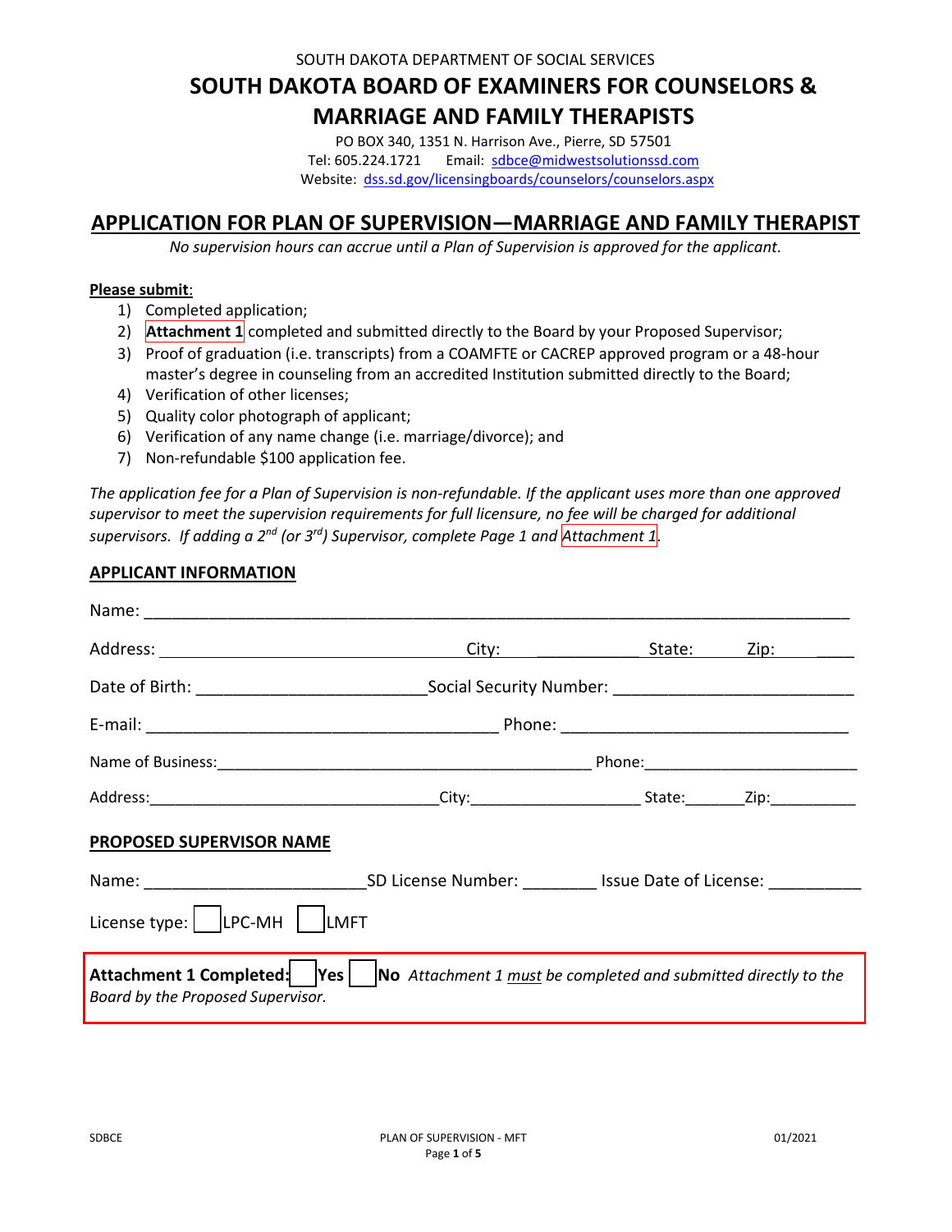SOUTH DAKOTA DEPARTMENT OF SOCIAL SERVICES

# SOUTH DAKOTA BOARD OF EXAMINERS FOR COUNSELORS & MARRIAGE AND FAMILY THERAPISTS

PO BOX 340, 1351 N. Harrison Ave., Pierre, SD 57501
Tel: 605.224.1721 Email: sdbce@midwestsolutionssd.com
Website: dss.sd.gov/licensingboards/counselors/counselors.aspx

## APPLICATION FOR PLAN OF SUPERVISION—MARRIAGE AND FAMILY THERAPIST

*No supervision hours can accrue until a Plan of Supervision is approved for the applicant.*

**Please submit**:

1) Completed application;
2) **Attachment 1** completed and submitted directly to the Board by your Proposed Supervisor;
3) Proof of graduation (i.e. transcripts) from a COAMFTE or CACREP approved program or a 48-hour master's degree in counseling from an accredited Institution submitted directly to the Board;
4) Verification of other licenses;
5) Quality color photograph of applicant;
6) Verification of any name change (i.e. marriage/divorce); and
7) Non-refundable $100 application fee.

*The application fee for a Plan of Supervision is non-refundable. If the applicant uses more than one approved supervisor to meet the supervision requirements for full licensure, no fee will be charged for additional supervisors. If adding a 2nd (or 3rd) Supervisor, complete Page 1 and Attachment 1.*

### APPLICANT INFORMATION

Name: ______________________________________________

Address: ______________________ City: ____________ State: ______ Zip: ________

Date of Birth: ______________________ Social Security Number: ______________________

E-mail: ______________________________ Phone: ______________________

Name of Business: ______________________________ Phone: ______________________

Address: ______________________ City: ____________ State: ______ Zip: ________

### PROPOSED SUPERVISOR NAME

Name: ______________________ SD License Number: ________ Issue Date of License: __________

License type: ☐ LPC-MH ☐ LMFT

**Attachment 1 Completed:** ☐ **Yes** ☐ **No** *Attachment 1 must be completed and submitted directly to the Board by the Proposed Supervisor.*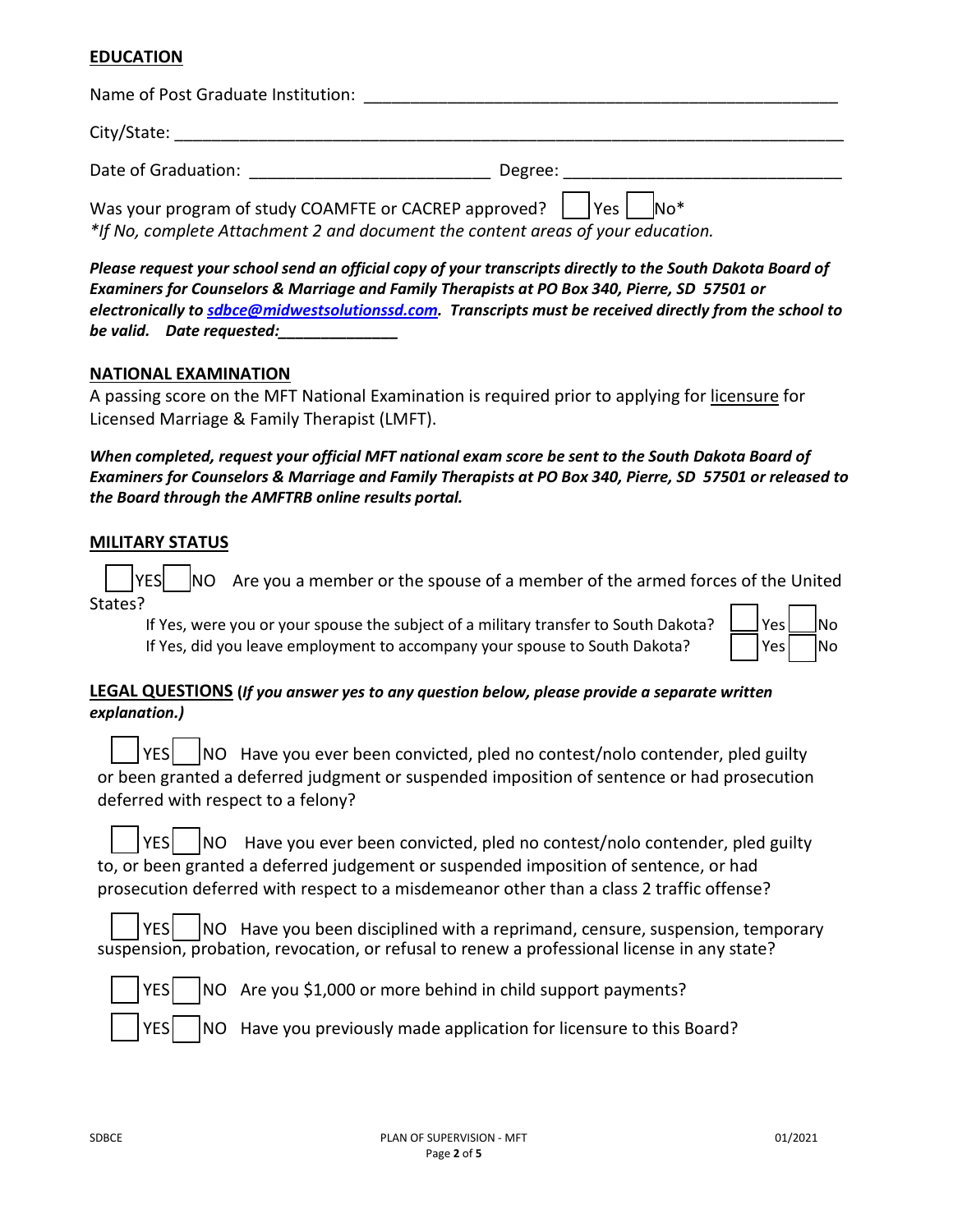## EDUCATION

Name of Post Graduate Institution: ___________________________________________________

City/State: ___________________________________________________________________________

Date of Graduation: _________________________ Degree: _____________________________

Was your program of study COAMFTE or CACREP approved? ☐ Yes ☐ No*
*\*If No, complete Attachment 2 and document the content areas of your education.*

***Please request your school send an official copy of your transcripts directly to the South Dakota Board of Examiners for Counselors & Marriage and Family Therapists at PO Box 340, Pierre, SD 57501 or electronically to [sdbce@midwestsolutionssd.com](mailto:sdbce@midwestsolutionssd.com). Transcripts must be received directly from the school to be valid. Date requested:_____________***

## NATIONAL EXAMINATION

A passing score on the MFT National Examination is required prior to applying for licensure for Licensed Marriage & Family Therapist (LMFT).

***When completed, request your official MFT national exam score be sent to the South Dakota Board of Examiners for Counselors & Marriage and Family Therapists at PO Box 340, Pierre, SD 57501 or released to the Board through the AMFTRB online results portal.***

## MILITARY STATUS

☐ YES ☐ NO Are you a member or the spouse of a member of the armed forces of the United States?

If Yes, were you or your spouse the subject of a military transfer to South Dakota? ☐ Yes ☐ No
If Yes, did you leave employment to accompany your spouse to South Dakota? ☐ Yes ☐ No

## LEGAL QUESTIONS (*If you answer yes to any question below, please provide a separate written explanation.*)

☐ YES ☐ NO Have you ever been convicted, pled no contest/nolo contender, pled guilty or been granted a deferred judgment or suspended imposition of sentence or had prosecution deferred with respect to a felony?

☐ YES ☐ NO Have you ever been convicted, pled no contest/nolo contender, pled guilty to, or been granted a deferred judgement or suspended imposition of sentence, or had prosecution deferred with respect to a misdemeanor other than a class 2 traffic offense?

☐ YES ☐ NO Have you been disciplined with a reprimand, censure, suspension, temporary suspension, probation, revocation, or refusal to renew a professional license in any state?

☐ YES ☐ NO Are you $1,000 or more behind in child support payments?

☐ YES ☐ NO Have you previously made application for licensure to this Board?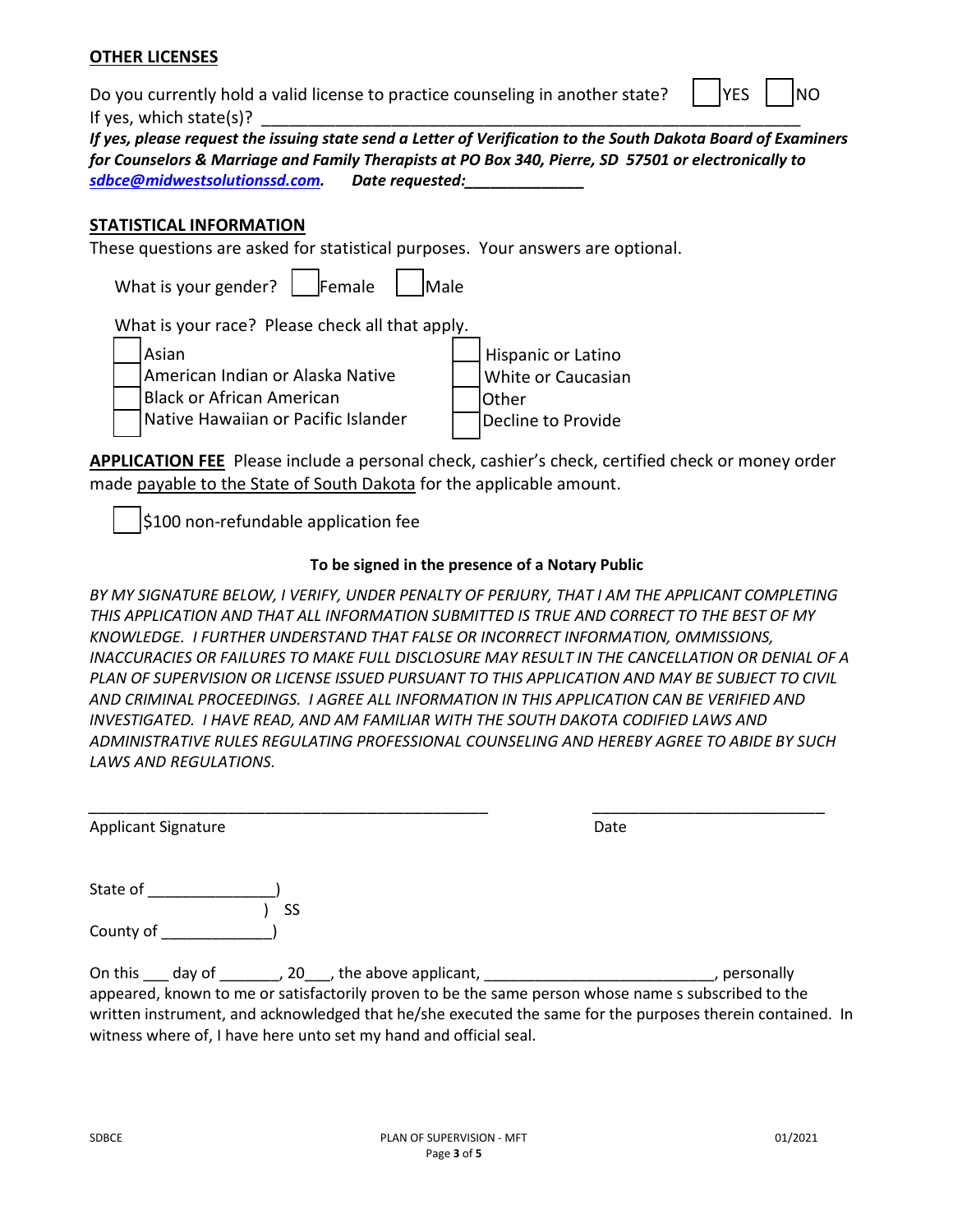**OTHER LICENSES**

Do you currently hold a valid license to practice counseling in another state? ☐ YES ☐ NO

If yes, which state(s)? ______________________________________________________________

***If yes, please request the issuing state send a Letter of Verification to the South Dakota Board of Examiners for Counselors & Marriage and Family Therapists at PO Box 340, Pierre, SD 57501 or electronically to sdbce@midwestsolutionssd.com. Date requested:_____________***

**STATISTICAL INFORMATION**

These questions are asked for statistical purposes. Your answers are optional.

What is your gender? ☐ Female ☐ Male

What is your race? Please check all that apply.

☐ Asian
☐ American Indian or Alaska Native
☐ Black or African American
☐ Native Hawaiian or Pacific Islander
☐ Hispanic or Latino
☐ White or Caucasian
☐ Other
☐ Decline to Provide

**APPLICATION FEE** Please include a personal check, cashier's check, certified check or money order made payable to the State of South Dakota for the applicable amount.

☐ $100 non-refundable application fee

**To be signed in the presence of a Notary Public**

*BY MY SIGNATURE BELOW, I VERIFY, UNDER PENALTY OF PERJURY, THAT I AM THE APPLICANT COMPLETING THIS APPLICATION AND THAT ALL INFORMATION SUBMITTED IS TRUE AND CORRECT TO THE BEST OF MY KNOWLEDGE. I FURTHER UNDERSTAND THAT FALSE OR INCORRECT INFORMATION, OMMISSIONS, INACCURACIES OR FAILURES TO MAKE FULL DISCLOSURE MAY RESULT IN THE CANCELLATION OR DENIAL OF A PLAN OF SUPERVISION OR LICENSE ISSUED PURSUANT TO THIS APPLICATION AND MAY BE SUBJECT TO CIVIL AND CRIMINAL PROCEEDINGS. I AGREE ALL INFORMATION IN THIS APPLICATION CAN BE VERIFIED AND INVESTIGATED. I HAVE READ, AND AM FAMILIAR WITH THE SOUTH DAKOTA CODIFIED LAWS AND ADMINISTRATIVE RULES REGULATING PROFESSIONAL COUNSELING AND HEREBY AGREE TO ABIDE BY SUCH LAWS AND REGULATIONS.*

_____________________________________________ ___________________________

Applicant Signature Date

State of ______________)
) SS
County of _____________)

On this ___ day of _______, 20___, the above applicant, ___________________________, personally appeared, known to me or satisfactorily proven to be the same person whose name s subscribed to the written instrument, and acknowledged that he/she executed the same for the purposes therein contained. In witness where of, I have here unto set my hand and official seal.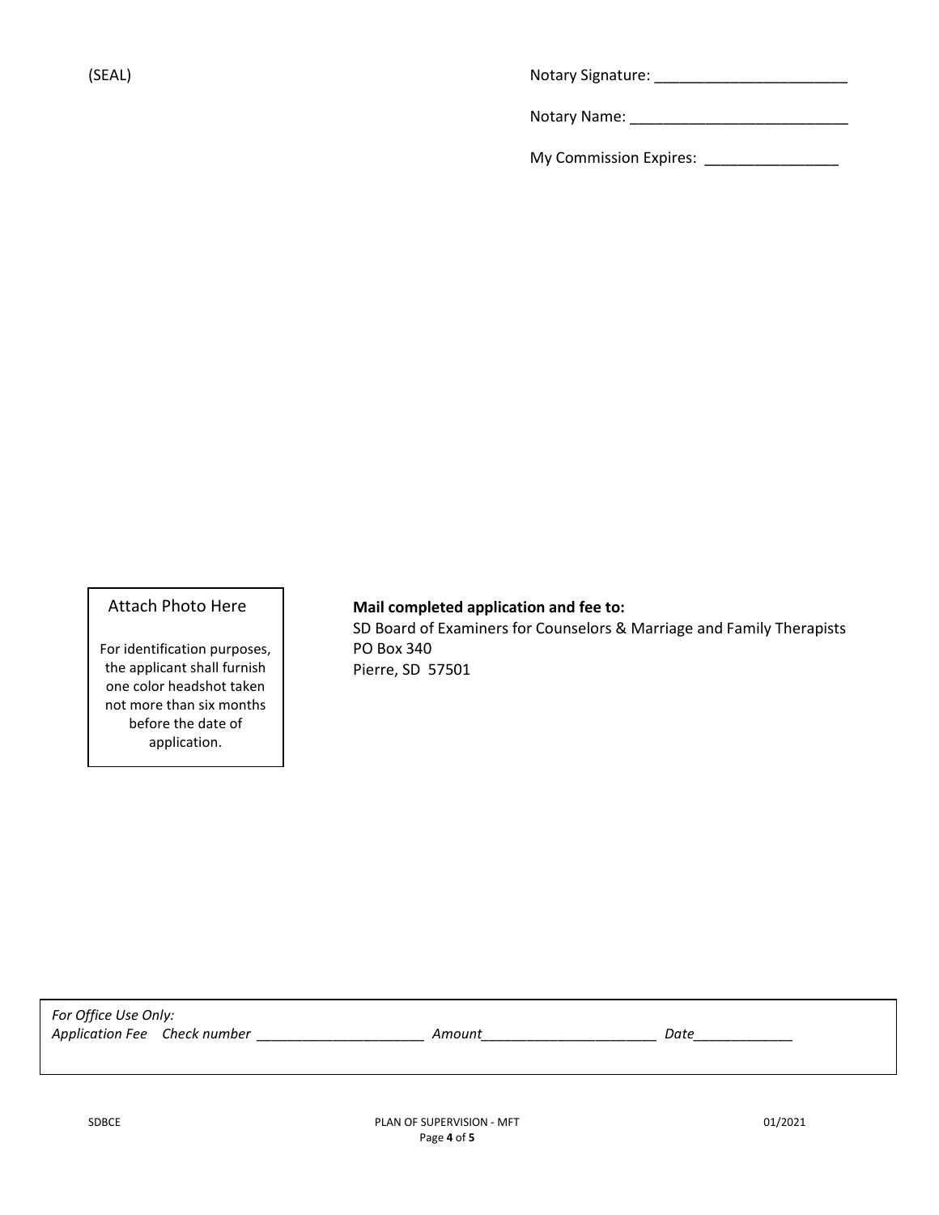(SEAL)

Notary Signature: _______________________

Notary Name: __________________________

My Commission Expires: ________________

Attach Photo Here

For identification purposes, the applicant shall furnish one color headshot taken not more than six months before the date of application.

**Mail completed application and fee to:**
SD Board of Examiners for Counselors & Marriage and Family Therapists
PO Box 340
Pierre, SD 57501

*For Office Use Only:*
*Application Fee Check number* ______________________ *Amount*_______________________ *Date*_____________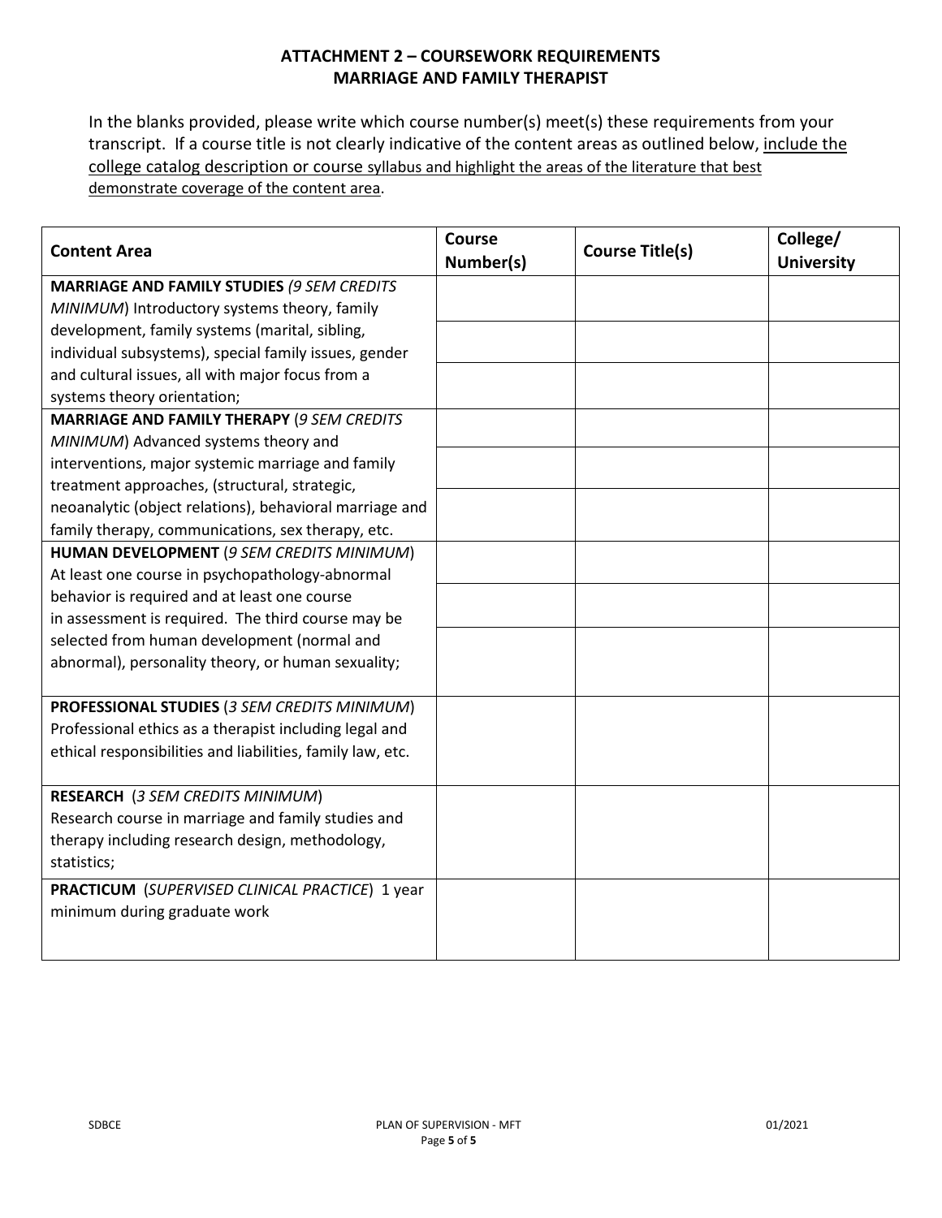## ATTACHMENT 2 – COURSEWORK REQUIREMENTS
## MARRIAGE AND FAMILY THERAPIST

In the blanks provided, please write which course number(s) meet(s) these requirements from your transcript. If a course title is not clearly indicative of the content areas as outlined below, include the college catalog description or course syllabus and highlight the areas of the literature that best demonstrate coverage of the content area.

| Content Area | Course Number(s) | Course Title(s) | College/ University |
|---|---|---|---|
| **MARRIAGE AND FAMILY STUDIES** *(9 SEM CREDITS MINIMUM)* Introductory systems theory, family development, family systems (marital, sibling, individual subsystems), special family issues, gender and cultural issues, all with major focus from a systems theory orientation; | | | |
| | | | |
| | | | |
| **MARRIAGE AND FAMILY THERAPY** (*9 SEM CREDITS MINIMUM*) Advanced systems theory and interventions, major systemic marriage and family treatment approaches, (structural, strategic, neoanalytic (object relations), behavioral marriage and family therapy, communications, sex therapy, etc. | | | |
| | | | |
| | | | |
| **HUMAN DEVELOPMENT** (*9 SEM CREDITS MINIMUM*) At least one course in psychopathology-abnormal behavior is required and at least one course in assessment is required. The third course may be selected from human development (normal and abnormal), personality theory, or human sexuality; | | | |
| | | | |
| | | | |
| **PROFESSIONAL STUDIES** (*3 SEM CREDITS MINIMUM*) Professional ethics as a therapist including legal and ethical responsibilities and liabilities, family law, etc. | | | |
| **RESEARCH** (*3 SEM CREDITS MINIMUM*) Research course in marriage and family studies and therapy including research design, methodology, statistics; | | | |
| **PRACTICUM** (*SUPERVISED CLINICAL PRACTICE*) 1 year minimum during graduate work | | | |